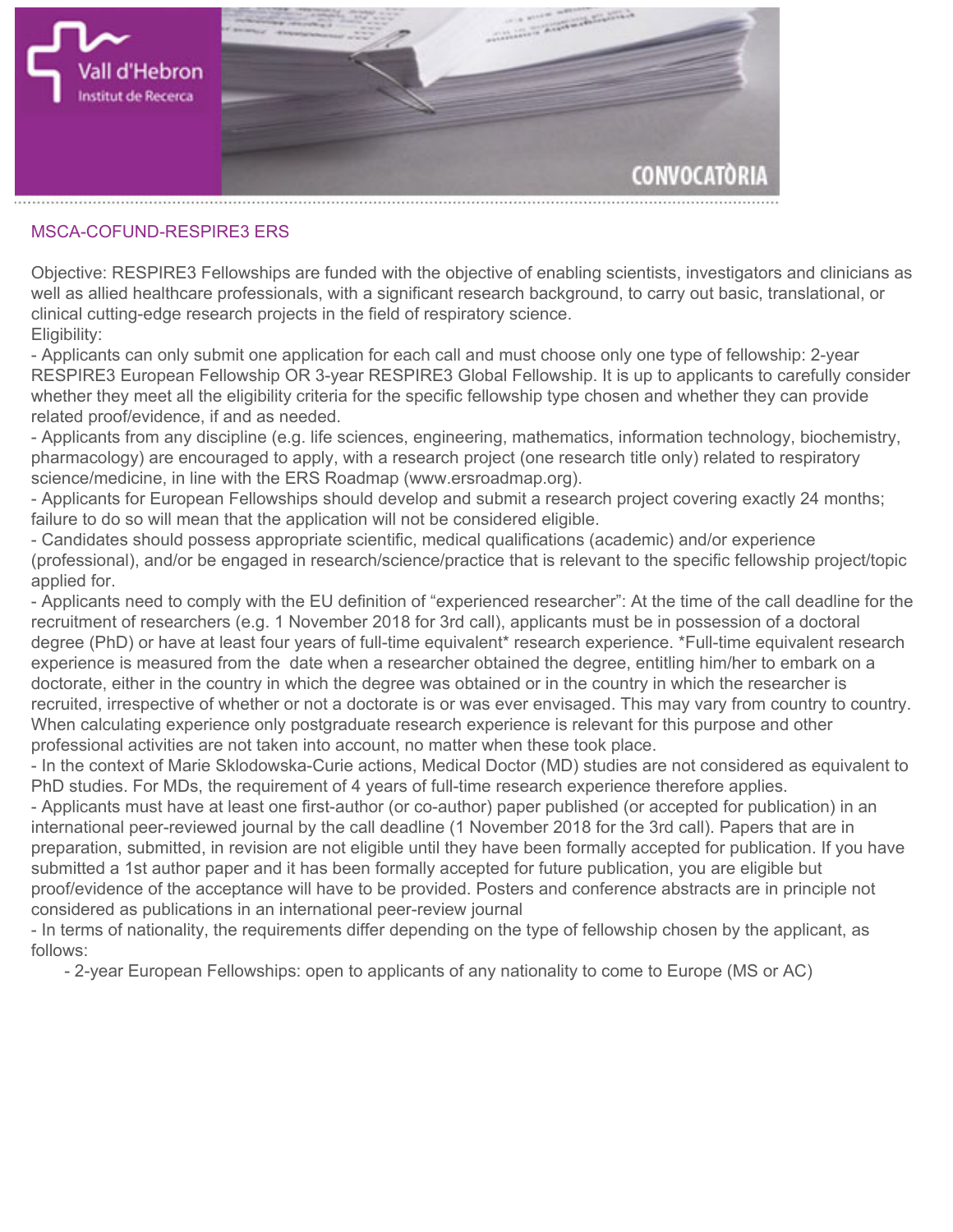## MSCA-COFUND-RESPIRE3 ERS

Objective: RESPIRE3 Fellowships are funded with the objective of enabling scientists, investigators and clinicians as well as allied healthcare professionals, with a significant research background, to carry out basic, translational, or clinical cutting-edge research projects in the field of respiratory science.

Eligibility:

- Applicants can only submit one application for each call and must choose only one type of fellowship: 2-year RESPIRE3 European Fellowship OR 3-year RESPIRE3 Global Fellowship. It is up to applicants to carefully consider whether they meet all the eligibility criteria for the specific fellowship type chosen and whether they can provide related proof/evidence, if and as needed.
- Applicants from any discipline (e.g. life sciences, engineering, mathematics, information technology, biochemistry, pharmacology) are encouraged to apply, with a research project (one research title only) related to respiratory science/medicine, in line with the ERS Roadmap (www.ersroadmap.org).
- Applicants for European Fellowships should develop and submit a research project covering exactly 24 months; failure to do so will mean that the application will not be considered eligible.
- Candidates should possess appropriate scientific, medical qualifications (academic) and/or experience (professional), and/or be engaged in research/science/practice that is relevant to the specific fellowship project/topic applied for.
- Applicants need to comply with the EU definition of "experienced researcher": At the time of the call deadline for the recruitment of researchers (e.g. 1 November 2018 for 3rd call), applicants must be in possession of a doctoral degree (PhD) or have at least four years of full-time equivalent* research experience. *Full-time equivalent research experience is measured from the date when a researcher obtained the degree, entitling him/her to embark on a doctorate, either in the country in which the degree was obtained or in the country in which the researcher is recruited, irrespective of whether or not a doctorate is or was ever envisaged. This may vary from country to country. When calculating experience only postgraduate research experience is relevant for this purpose and other professional activities are not taken into account, no matter when these took place.
- In the context of Marie Sklodowska-Curie actions, Medical Doctor (MD) studies are not considered as equivalent to PhD studies. For MDs, the requirement of 4 years of full-time research experience therefore applies.
- Applicants must have at least one first-author (or co-author) paper published (or accepted for publication) in an international peer-reviewed journal by the call deadline (1 November 2018 for the 3rd call). Papers that are in preparation, submitted, in revision are not eligible until they have been formally accepted for publication. If you have submitted a 1st author paper and it has been formally accepted for future publication, you are eligible but proof/evidence of the acceptance will have to be provided. Posters and conference abstracts are in principle not considered as publications in an international peer-review journal
- In terms of nationality, the requirements differ depending on the type of fellowship chosen by the applicant, as follows:
  - 2-year European Fellowships: open to applicants of any nationality to come to Europe (MS or AC)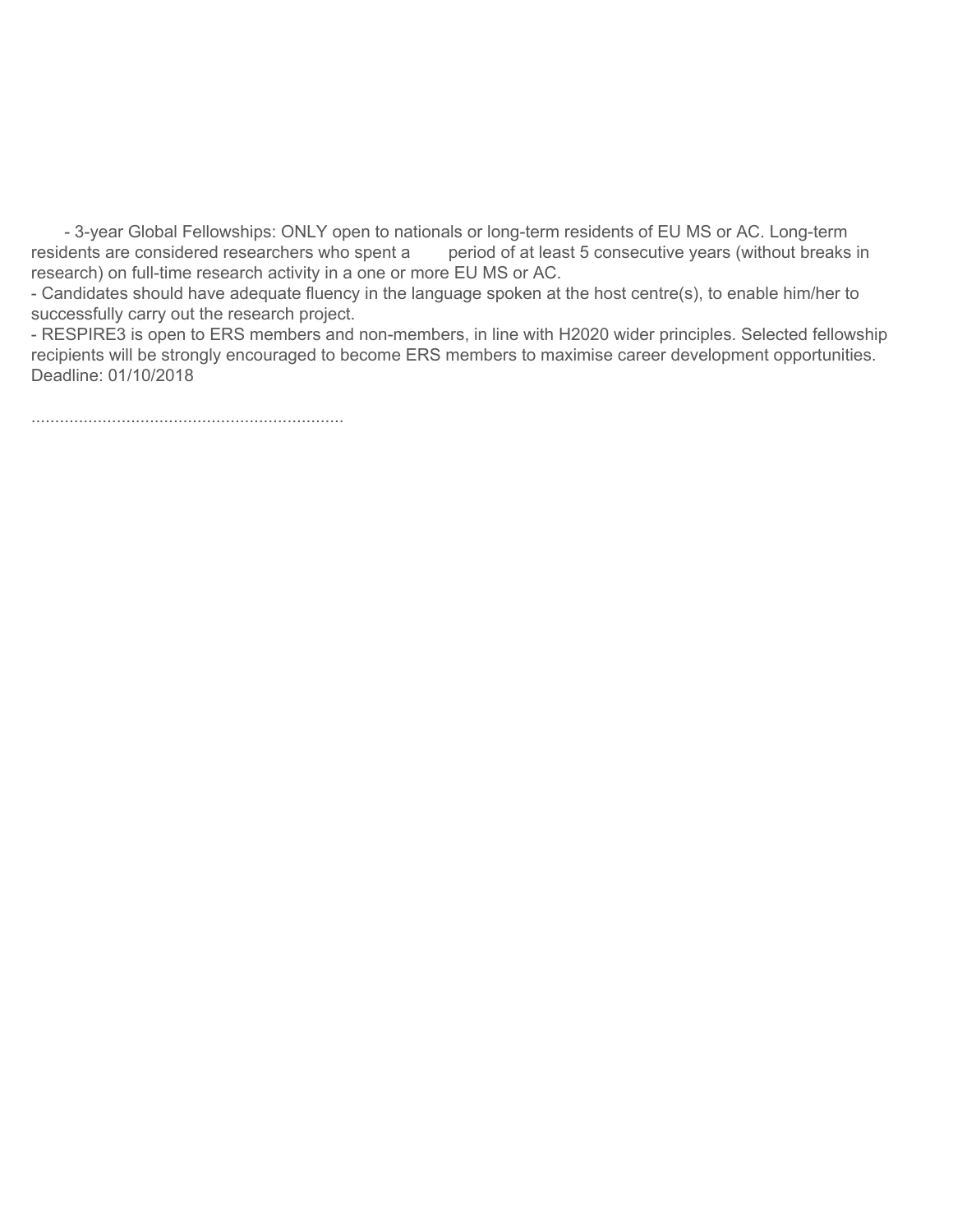- 3-year Global Fellowships: ONLY open to nationals or long-term residents of EU MS or AC. Long-term residents are considered researchers who spent a period of at least 5 consecutive years (without breaks in research) on full-time research activity in a one or more EU MS or AC.
- Candidates should have adequate fluency in the language spoken at the host centre(s), to enable him/her to successfully carry out the research project.
- RESPIRE3 is open to ERS members and non-members, in line with H2020 wider principles. Selected fellowship recipients will be strongly encouraged to become ERS members to maximise career development opportunities.

Deadline: 01/10/2018

.................................................................